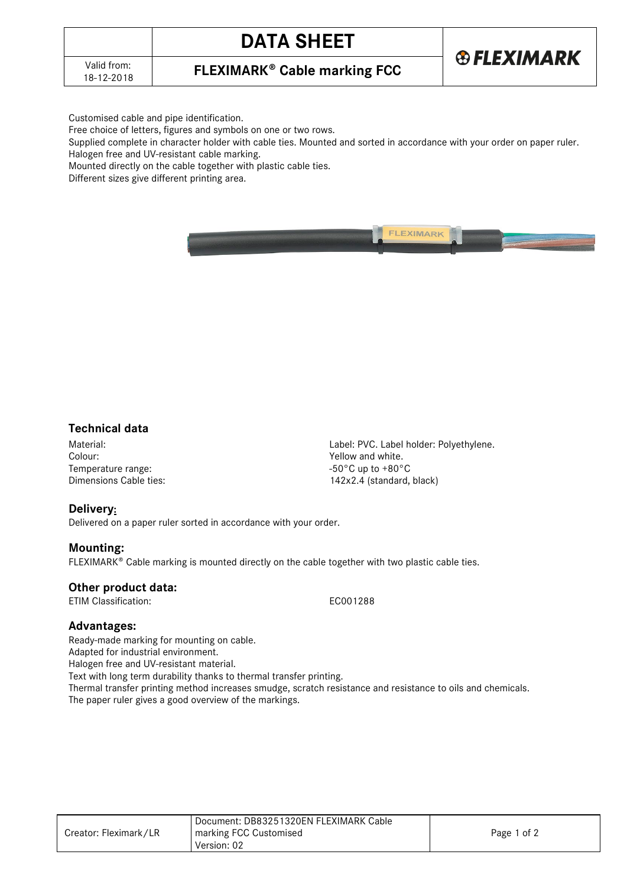# DATA SHEET

Valid from: 18-12-2018

## FLEXIMARK® Cable marking FCC

Customised cable and pipe identification.
Free choice of letters, figures and symbols on one or two rows.
Supplied complete in character holder with cable ties. Mounted and sorted in accordance with your order on paper ruler.
Halogen free and UV-resistant cable marking.
Mounted directly on the cable together with plastic cable ties.
Different sizes give different printing area.

### Technical data

| | |
|---|---|
| Material: | Label: PVC. Label holder: Polyethylene. |
| Colour: | Yellow and white. |
| Temperature range: | -50°C up to +80°C |
| Dimensions Cable ties: | 142x2.4 (standard, black) |

### Delivery:

Delivered on a paper ruler sorted in accordance with your order.

### Mounting:

FLEXIMARK® Cable marking is mounted directly on the cable together with two plastic cable ties.

### Other product data:

| | |
|---|---|
| ETIM Classification: | EC001288 |

### Advantages:

Ready-made marking for mounting on cable.
Adapted for industrial environment.
Halogen free and UV-resistant material.
Text with long term durability thanks to thermal transfer printing.
Thermal transfer printing method increases smudge, scratch resistance and resistance to oils and chemicals.
The paper ruler gives a good overview of the markings.

Creator: Fleximark/LR | Document: DB83251320EN FLEXIMARK Cable marking FCC Customised | Version: 02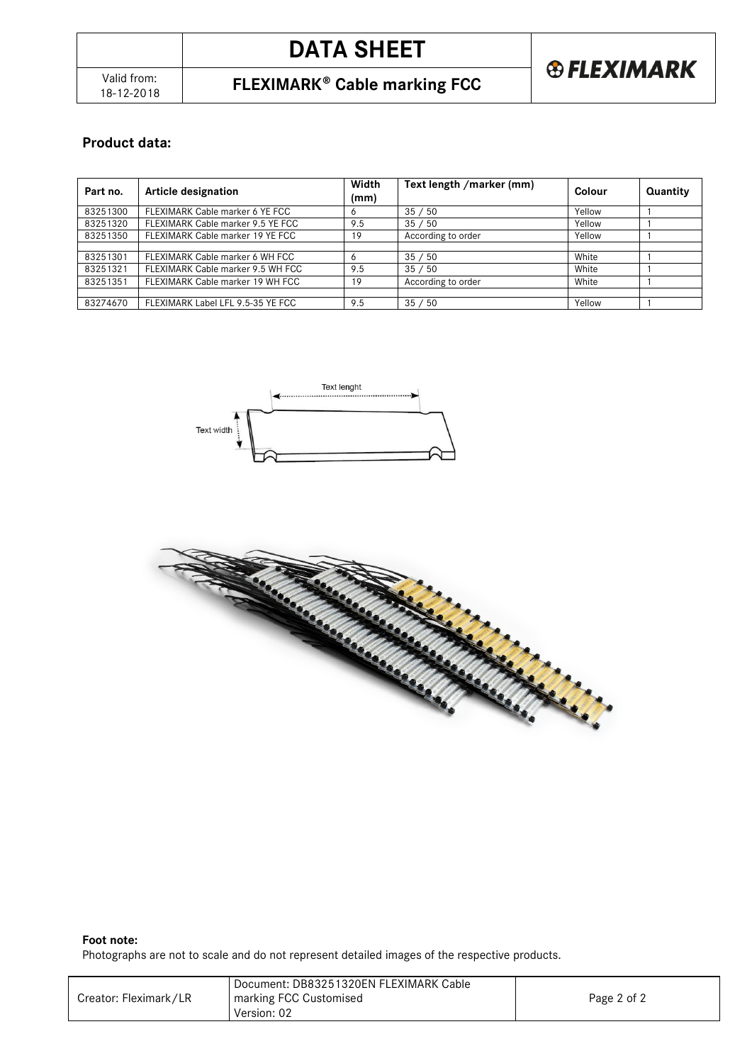## Product data:

| Part no. | Article designation | Width (mm) | Text length /marker (mm) | Colour | Quantity |
|---|---|---|---|---|---|
| 83251300 | FLEXIMARK Cable marker 6 YE FCC | 6 | 35 / 50 | Yellow | 1 |
| 83251320 | FLEXIMARK Cable marker 9.5 YE FCC | 9.5 | 35 / 50 | Yellow | 1 |
| 83251350 | FLEXIMARK Cable marker 19 YE FCC | 19 | According to order | Yellow | 1 |
| | | | | | |
| 83251301 | FLEXIMARK Cable marker 6 WH FCC | 6 | 35 / 50 | White | 1 |
| 83251321 | FLEXIMARK Cable marker 9.5 WH FCC | 9.5 | 35 / 50 | White | 1 |
| 83251351 | FLEXIMARK Cable marker 19 WH FCC | 19 | According to order | White | 1 |
| | | | | | |
| 83274670 | FLEXIMARK Label LFL 9.5-35 YE FCC | 9.5 | 35 / 50 | Yellow | 1 |

Text lenght

Text width

**Foot note:**

Photographs are not to scale and do not represent detailed images of the respective products.